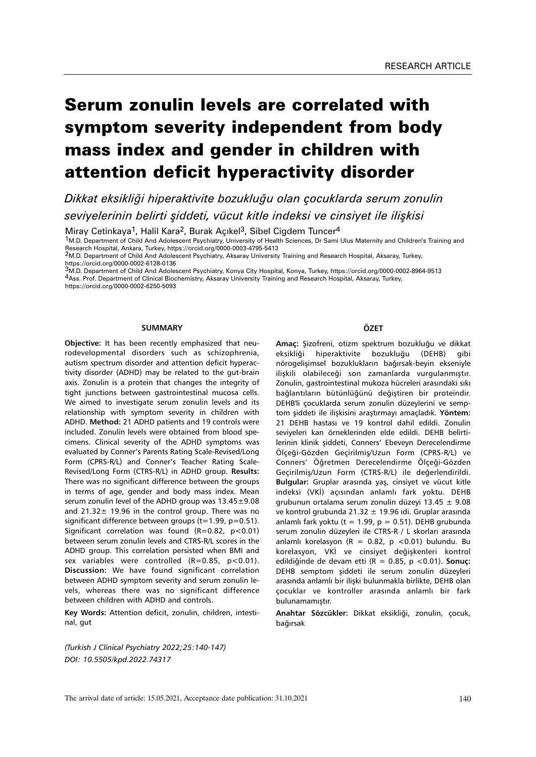RESEARCH ARTICLE

# Serum zonulin levels are correlated with symptom severity independent from body mass index and gender in children with attention deficit hyperactivity disorder

*Dikkat eksikliği hiperaktivite bozukluğu olan çocuklarda serum zonulin seviyelerinin belirti şiddeti, vücut kitle indeksi ve cinsiyet ile ilişkisi*

Miray Cetinkaya[1], Halil Kara[2], Burak Açıkel[3], Sibel Cigdem Tuncer[4]

[1]M.D. Department of Child And Adolescent Psychiatry, University of Health Sciences, Dr Sami Ulus Maternity and Children's Training and Research Hospital, Ankara, Turkey, https://orcid.org/0000-0003-4795-5413
[2]M.D. Department of Child And Adolescent Psychiatry, Aksaray University Training and Research Hospital, Aksaray, Turkey, https://orcid.org/0000-0002-6128-0136
[3]M.D. Department of Child And Adolescent Psychiatry, Konya City Hospital, Konya, Turkey, https://orcid.org/0000-0002-8964-9513
[4]Ass. Prof. Department of Clinical Biochemistry, Aksaray University Training and Research Hospital, Aksaray, Turkey, https://orcid.org/0000-0002-6250-5093

## SUMMARY

**Objective:** It has been recently emphasized that neurodevelopmental disorders such as schizophrenia, autism spectrum disorder and attention deficit hyperactivity disorder (ADHD) may be related to the gut-brain axis. Zonulin is a protein that changes the integrity of tight junctions between gastrointestinal mucosa cells. We aimed to investigate serum zonulin levels and its relationship with symptom severity in children with ADHD. **Method:** 21 ADHD patients and 19 controls were included. Zonulin levels were obtained from blood specimens. Clinical severity of the ADHD symptoms was evaluated by Conner's Parents Rating Scale-Revised/Long Form (CPRS-R/L) and Conner's Teacher Rating Scale-Revised/Long Form (CTRS-R/L) in ADHD group. **Results:** There was no significant difference between the groups in terms of age, gender and body mass index. Mean serum zonulin level of the ADHD group was 13.45±9.08 and 21.32± 19.96 in the control group. There was no significant difference between groups (t=1.99, p=0.51). Significant correlation was found (R=0.82, p<0.01) between serum zonulin levels and CTRS-R/L scores in the ADHD group. This correlation persisted when BMI and sex variables were controlled (R=0.85, p<0.01). **Discussion:** We have found significant correlation between ADHD symptom severity and serum zonulin levels, whereas there was no significant difference between children with ADHD and controls.

**Key Words:** Attention deficit, zonulin, children, intestinal, gut

## ÖZET

**Amaç:** Şizofreni, otizm spektrum bozukluğu ve dikkat eksikliği hiperaktivite bozukluğu (DEHB) gibi nörogelişimsel bozuklukların bağırsak-beyin ekseniyle ilişkili olabileceği son zamanlarda vurgulanmıştır. Zonulin, gastrointestinal mukoza hücreleri arasındaki sıkı bağlantıların bütünlüğünü değiştiren bir proteindir. DEHB'li çocuklarda serum zonulin düzeylerini ve semptom şiddeti ile ilişkisini araştırmayı amaçladık. **Yöntem:** 21 DEHB hastası ve 19 kontrol dahil edildi. Zonulin seviyeleri kan örneklerinden elde edildi. DEHB belirtilerinin klinik şiddeti, Conners' Ebeveyn Derecelendirme Ölçeği-Gözden Geçirilmiş/Uzun Form (CPRS-R/L) ve Conners' Öğretmen Derecelendirme Ölçeği-Gözden Geçirilmiş/Uzun Form (CTRS-R/L) ile değerlendirildi. **Bulgular:** Gruplar arasında yaş, cinsiyet ve vücut kitle indeksi (VKİ) açısından anlamlı fark yoktu. DEHB grubunun ortalama serum zonulin düzeyi 13.45 ± 9.08 ve kontrol grubunda 21.32 ± 19.96 idi. Gruplar arasında anlamlı fark yoktu (t = 1.99, p = 0.51). DEHB grubunda serum zonulin düzeyleri ile CTRS-R / L skorları arasında anlamlı korelasyon (R = 0.82, p <0.01) bulundu. Bu korelasyon, VKİ ve cinsiyet değişkenleri kontrol edildiğinde de devam etti (R = 0.85, p <0.01). **Sonuç:** DEHB semptom şiddeti ile serum zonulin düzeyleri arasında anlamlı bir ilişki bulunmakla birlikte, DEHB olan çocuklar ve kontroller arasında anlamlı bir fark bulunamamıştır.

**Anahtar Sözcükler:** Dikkat eksikliği, zonulin, çocuk, bağırsak

*(Turkish J Clinical Psychiatry 2022;25:140-147)*
*DOI: 10.5505/kpd.2022.74317*

The arrival date of article: 15.05.2021, Acceptance date publication: 31.10.2021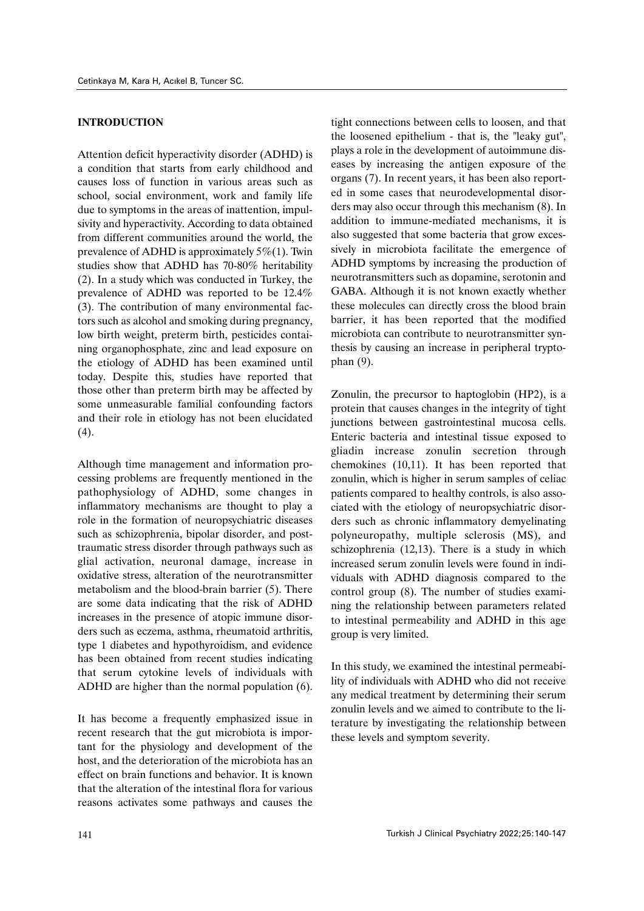## INTRODUCTION

Attention deficit hyperactivity disorder (ADHD) is a condition that starts from early childhood and causes loss of function in various areas such as school, social environment, work and family life due to symptoms in the areas of inattention, impulsivity and hyperactivity. According to data obtained from different communities around the world, the prevalence of ADHD is approximately 5%(1). Twin studies show that ADHD has 70-80% heritability (2). In a study which was conducted in Turkey, the prevalence of ADHD was reported to be 12.4% (3). The contribution of many environmental factors such as alcohol and smoking during pregnancy, low birth weight, preterm birth, pesticides containing organophosphate, zinc and lead exposure on the etiology of ADHD has been examined until today. Despite this, studies have reported that those other than preterm birth may be affected by some unmeasurable familial confounding factors and their role in etiology has not been elucidated (4).

Although time management and information processing problems are frequently mentioned in the pathophysiology of ADHD, some changes in inflammatory mechanisms are thought to play a role in the formation of neuropsychiatric diseases such as schizophrenia, bipolar disorder, and posttraumatic stress disorder through pathways such as glial activation, neuronal damage, increase in oxidative stress, alteration of the neurotransmitter metabolism and the blood-brain barrier (5). There are some data indicating that the risk of ADHD increases in the presence of atopic immune disorders such as eczema, asthma, rheumatoid arthritis, type 1 diabetes and hypothyroidism, and evidence has been obtained from recent studies indicating that serum cytokine levels of individuals with ADHD are higher than the normal population (6).

It has become a frequently emphasized issue in recent research that the gut microbiota is important for the physiology and development of the host, and the deterioration of the microbiota has an effect on brain functions and behavior. It is known that the alteration of the intestinal flora for various reasons activates some pathways and causes the tight connections between cells to loosen, and that the loosened epithelium - that is, the "leaky gut", plays a role in the development of autoimmune diseases by increasing the antigen exposure of the organs (7). In recent years, it has been also reported in some cases that neurodevelopmental disorders may also occur through this mechanism (8). In addition to immune-mediated mechanisms, it is also suggested that some bacteria that grow excessively in microbiota facilitate the emergence of ADHD symptoms by increasing the production of neurotransmitters such as dopamine, serotonin and GABA. Although it is not known exactly whether these molecules can directly cross the blood brain barrier, it has been reported that the modified microbiota can contribute to neurotransmitter synthesis by causing an increase in peripheral tryptophan (9).

Zonulin, the precursor to haptoglobin (HP2), is a protein that causes changes in the integrity of tight junctions between gastrointestinal mucosa cells. Enteric bacteria and intestinal tissue exposed to gliadin increase zonulin secretion through chemokines (10,11). It has been reported that zonulin, which is higher in serum samples of celiac patients compared to healthy controls, is also associated with the etiology of neuropsychiatric disorders such as chronic inflammatory demyelinating polyneuropathy, multiple sclerosis (MS), and schizophrenia (12,13). There is a study in which increased serum zonulin levels were found in individuals with ADHD diagnosis compared to the control group (8). The number of studies examining the relationship between parameters related to intestinal permeability and ADHD in this age group is very limited.

In this study, we examined the intestinal permeability of individuals with ADHD who did not receive any medical treatment by determining their serum zonulin levels and we aimed to contribute to the literature by investigating the relationship between these levels and symptom severity.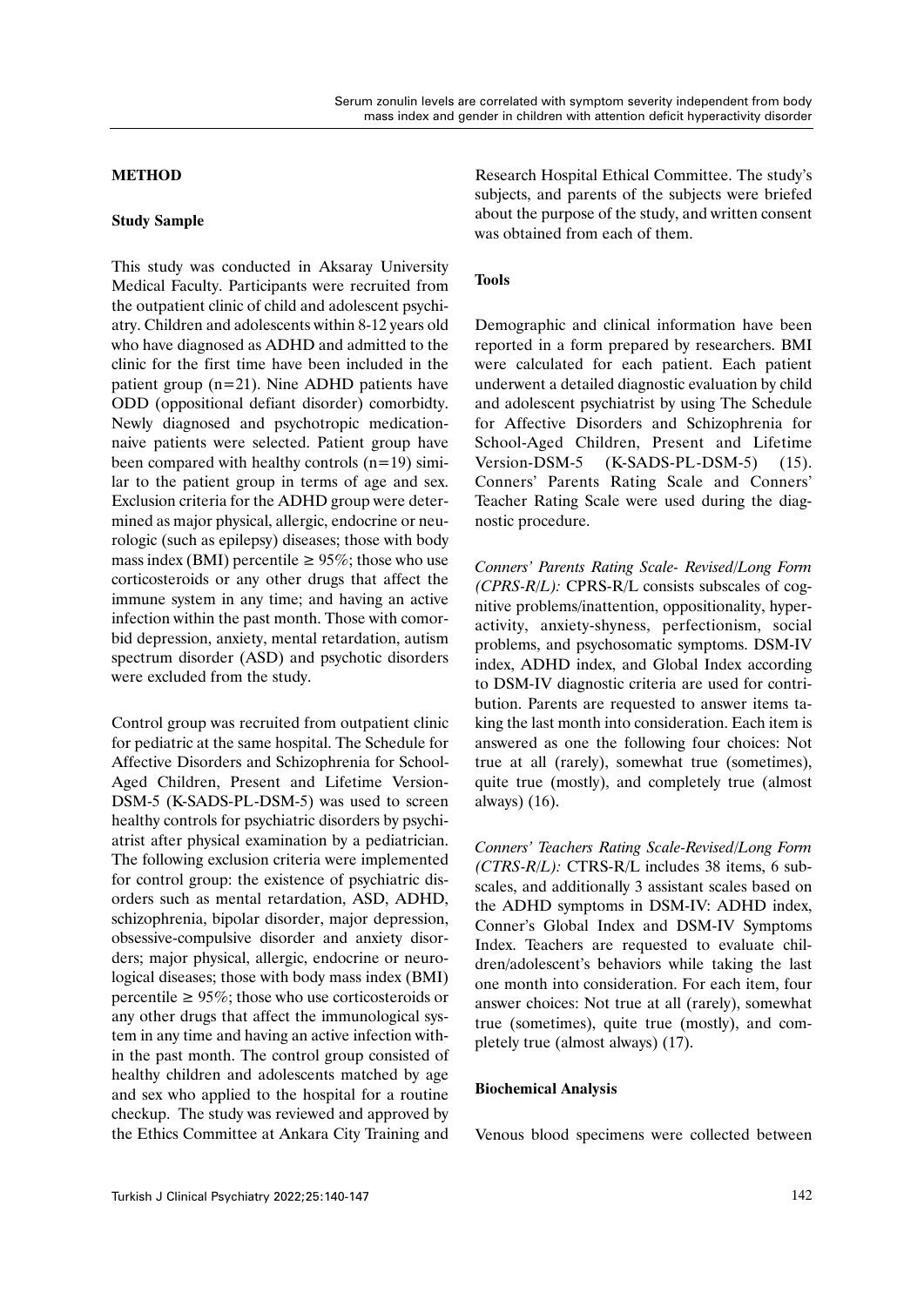## METHOD

### Study Sample

This study was conducted in Aksaray University Medical Faculty. Participants were recruited from the outpatient clinic of child and adolescent psychiatry. Children and adolescents within 8-12 years old who have diagnosed as ADHD and admitted to the clinic for the first time have been included in the patient group (n=21). Nine ADHD patients have ODD (oppositional defiant disorder) comorbidty. Newly diagnosed and psychotropic medication-naive patients were selected. Patient group have been compared with healthy controls (n=19) similar to the patient group in terms of age and sex. Exclusion criteria for the ADHD group were determined as major physical, allergic, endocrine or neurologic (such as epilepsy) diseases; those with body mass index (BMI) percentile ≥ 95%; those who use corticosteroids or any other drugs that affect the immune system in any time; and having an active infection within the past month. Those with comorbid depression, anxiety, mental retardation, autism spectrum disorder (ASD) and psychotic disorders were excluded from the study.

Control group was recruited from outpatient clinic for pediatric at the same hospital. The Schedule for Affective Disorders and Schizophrenia for School-Aged Children, Present and Lifetime Version-DSM-5 (K-SADS-PL-DSM-5) was used to screen healthy controls for psychiatric disorders by psychiatrist after physical examination by a pediatrician. The following exclusion criteria were implemented for control group: the existence of psychiatric disorders such as mental retardation, ASD, ADHD, schizophrenia, bipolar disorder, major depression, obsessive-compulsive disorder and anxiety disorders; major physical, allergic, endocrine or neurological diseases; those with body mass index (BMI) percentile ≥ 95%; those who use corticosteroids or any other drugs that affect the immunological system in any time and having an active infection within the past month. The control group consisted of healthy children and adolescents matched by age and sex who applied to the hospital for a routine checkup. The study was reviewed and approved by the Ethics Committee at Ankara City Training and Research Hospital Ethical Committee. The study's subjects, and parents of the subjects were briefed about the purpose of the study, and written consent was obtained from each of them.

### Tools

Demographic and clinical information have been reported in a form prepared by researchers. BMI were calculated for each patient. Each patient underwent a detailed diagnostic evaluation by child and adolescent psychiatrist by using The Schedule for Affective Disorders and Schizophrenia for School-Aged Children, Present and Lifetime Version-DSM-5 (K-SADS-PL-DSM-5) (15). Conners' Parents Rating Scale and Conners' Teacher Rating Scale were used during the diagnostic procedure.

*Conners' Parents Rating Scale- Revised/Long Form (CPRS-R/L):* CPRS-R/L consists subscales of cognitive problems/inattention, oppositionality, hyperactivity, anxiety-shyness, perfectionism, social problems, and psychosomatic symptoms. DSM-IV index, ADHD index, and Global Index according to DSM-IV diagnostic criteria are used for contribution. Parents are requested to answer items taking the last month into consideration. Each item is answered as one the following four choices: Not true at all (rarely), somewhat true (sometimes), quite true (mostly), and completely true (almost always) (16).

*Conners' Teachers Rating Scale-Revised/Long Form (CTRS-R/L):* CTRS-R/L includes 38 items, 6 subscales, and additionally 3 assistant scales based on the ADHD symptoms in DSM-IV: ADHD index, Conner's Global Index and DSM-IV Symptoms Index. Teachers are requested to evaluate children/adolescent's behaviors while taking the last one month into consideration. For each item, four answer choices: Not true at all (rarely), somewhat true (sometimes), quite true (mostly), and completely true (almost always) (17).

### Biochemical Analysis

Venous blood specimens were collected between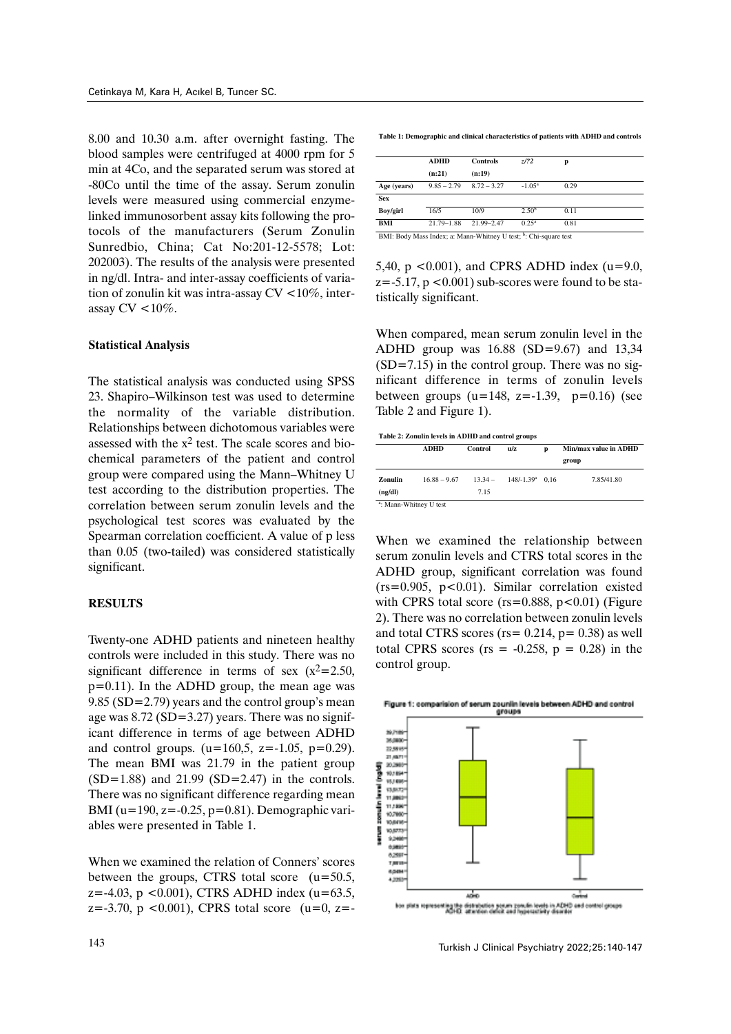8.00 and 10.30 a.m. after overnight fasting. The blood samples were centrifuged at 4000 rpm for 5 min at 4Co, and the separated serum was stored at -80Co until the time of the assay. Serum zonulin levels were measured using commercial enzyme-linked immunosorbent assay kits following the protocols of the manufacturers (Serum Zonulin Sunredbio, China; Cat No:201-12-5578; Lot: 202003). The results of the analysis were presented in ng/dl. Intra- and inter-assay coefficients of variation of zonulin kit was intra-assay CV <10%, inter-assay CV <10%.

### Statistical Analysis

The statistical analysis was conducted using SPSS 23. Shapiro–Wilkinson test was used to determine the normality of the variable distribution. Relationships between dichotomous variables were assessed with the $x^2$ test. The scale scores and biochemical parameters of the patient and control group were compared using the Mann–Whitney U test according to the distribution properties. The correlation between serum zonulin levels and the psychological test scores was evaluated by the Spearman correlation coefficient. A value of p less than 0.05 (two-tailed) was considered statistically significant.

### RESULTS

Twenty-one ADHD patients and nineteen healthy controls were included in this study. There was no significant difference in terms of sex ($x^2$=2.50, p=0.11). In the ADHD group, the mean age was 9.85 (SD=2.79) years and the control group's mean age was 8.72 (SD=3.27) years. There was no significant difference in terms of age between ADHD and control groups. (u=160,5, z=-1.05, p=0.29). The mean BMI was 21.79 in the patient group (SD=1.88) and 21.99 (SD=2.47) in the controls. There was no significant difference regarding mean BMI (u=190, z=-0.25, p=0.81). Demographic variables were presented in Table 1.

When we examined the relation of Conners' scores between the groups, CTRS total score (u=50.5, z=-4.03, p <0.001), CTRS ADHD index (u=63.5, z=-3.70, p <0.001), CPRS total score (u=0, z=-5,40, p <0.001), and CPRS ADHD index (u=9.0, z=-5.17, p <0.001) sub-scores were found to be statistically significant.

**Table 1: Demographic and clinical characteristics of patients with ADHD and controls**

| | ADHD (n:21) | Controls (n:19) | z/?2 | p |
|---|---|---|---|---|
| Age (years) | 9.85 – 2.79 | 8.72 – 3.27 | -1.05[a] | 0.29 |
| Sex | | | | |
| Boy/girl | 16/5 | 10/9 | 2.50[b] | 0.11 |
| BMI | 21.79–1.88 | 21.99–2.47 | 0.25[a] | 0.81 |

BMI: Body Mass Index; a: Mann-Whitney U test; [b]: Chi-square test

When compared, mean serum zonulin level in the ADHD group was 16.88 (SD=9.67) and 13,34 (SD=7.15) in the control group. There was no significant difference in terms of zonulin levels between groups (u=148, z=-1.39, p=0.16) (see Table 2 and Figure 1).

**Table 2: Zonulin levels in ADHD and control groups**

| | ADHD | Control | u/z | p | Min/max value in ADHD group |
|---|---|---|---|---|---|
| Zonulin (ng/dl) | 16.88 – 9.67 | 13.34 – 7.15 | 148/-1.39[a] | 0,16 | 7.85/41.80 |

[a]: Mann-Whitney U test

When we examined the relationship between serum zonulin levels and CTRS total scores in the ADHD group, significant correlation was found (rs=0.905, p<0.01). Similar correlation existed with CPRS total score (rs=0.888, p<0.01) (Figure 2). There was no correlation between zonulin levels and total CTRS scores (rs= 0.214, p= 0.38) as well total CPRS scores (rs = -0.258, p = 0.28) in the control group.

Figure 1: comparision of serum zounlin levels between ADHD and control groups

box plots representing the distrubution serum zonulin levels in ADHD and control groups ADHD: attention deficit and hyperactivity disorder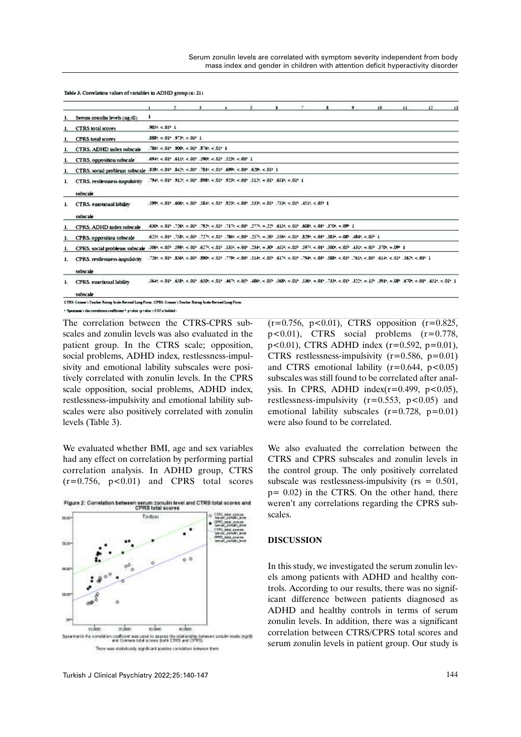Table 3. Correlation values of variables in ADHD group (n: 21)

| | | 1 | 2 | 3 | 4 | 5 | 6 | 7 | 8 | 9 | 10 | 11 | 12 | 13 |
|---|---|---|---|---|---|---|---|---|---|---|---|---|---|---|
| 1. | Serum zonulin levels (ng/dl) | 1 | | | | | | | | | | | | |
| 1. | CTRS total scores | .905[a], <.01[b] | 1 | | | | | | | | | | | |
| 1. | CPRS total scores | .888[a], <.01[b] | .973[a], <.01[b] | 1 | | | | | | | | | | |
| 1. | CTRS ADHD index subscale | .786[a], <.01[b] | .900[a], <.01[b] | .876[a], <.01[b] | 1 | | | | | | | | | |
| 1. | CTRS opposition subscale | .694[a], <.01[b] | .611[a], <.01[b] | .590[a], <.01[b] | .523[a], <.01[b] | 1 | | | | | | | | |
| 1. | CTRS social problems subscale | .838[a], <.01[b] | .842[a], <.01[b] | .781[a], <.01[b] | .699[a], <.01[b] | .620[a], <.01[b] | 1 | | | | | | | |
| 1. | CTRS restlessness-impulsivity subscale | .794[a], <.01[b] | .912[a], <.01[b] | .898[a], <.01[b] | .923[a], <.01[b] | .512[a], =.01[b] | .651[a], <.01[b] | 1 | | | | | | |
| 1. | CTRS emotional lability subscale | .599[a], <.01[b] | .606[a], <.01[b] | .584[a], <.01[b] | .923[a], <.01[b] | .533[a], =.01[b] | .753[a], <.01[b] | .451[a], <.05[b] | 1 | | | | | |
| 1. | CPRS ADHD index subscale | .630[a], <.01[b] | .726[a], <.01[b] | .792[a], <.01[b] | .717[a], <.01[b] | .277[a], =.22[b] | .615[a], <.01[b] | .608[a], <.01[b] | .370[a], =.09[b] | 1 | | | | |
| 1. | CPRS opposition subscale | .625[a], <.01[b] | .758[a], <.01[b] | .727[a], <.01[b] | .786[a], <.01[b] | .257[a], =.26[b] | .556[a], <.01[b] | .829[a], <.01[b] | .383[a], =.08[b] | .484[a], <.05[b] | 1 | | | |
| 1. | CPRS social problems subscale | .506[a], <.05[b] | .598[a], <.01[b] | .627[a], <.01[b] | .535[a], =.01[b] | .234[a], =.30[b] | .455[a], <.05[b] | .597[a], <.01[b] | .500[a], <.05[b] | .431[a], =.05[b] | .370[a], =.09[b] | 1 | | |
| 1. | CPRS restlessness-impulsivity subscale | .726[a], <.01[b] | .856[a], <.01[b] | .890[a], <.01[b] | .779[a], <.01[b] | .514[a], <.05[b] | .617[a], <.01[b] | .794[a], <.01[b] | .588[a], <.01[b] | .761[a], <.01[b] | .614[a], <.01[b] | .562[a], <.01[b] | 1 | |
| 1. | CPRS emotional lability subscale | .564[a], <.01[b] | .658[a], <.01[b] | .650[a], <.01[b] | .467[a], <.05[b] | .486[a], <.05[b] | .568[a], <.01[b] | .536[a], =.01[b] | .733[a], <.01[b] | .322[a], =.15[b] | .391[a], =.08[b] | .670[a], <.01[b] | .651[a], <.01[b] | 1 |

CTRS: Conner's Teacher Rating Scale-Revised Long Form. CPRS: Conner's Teacher Rating Scale-Revised Long Form

a: Spearman's rho correlation coefficient b: p value (p value <0.05 is bolded)

The correlation between the CTRS-CPRS subscales and zonulin levels was also evaluated in the patient group. In the CTRS scale; opposition, social problems, ADHD index, restlessness-impulsivity and emotional lability subscales were positively correlated with zonulin levels. In the CPRS scale opposition, social problems, ADHD index, restlessness-impulsivity and emotional lability subscales were also positively correlated with zonulin levels (Table 3).

We evaluated whether BMI, age and sex variables had any effect on correlation by performing partial correlation analysis. In ADHD group, CTRS ($r=0.756$, $p<0.01$) and CPRS total scores ($r=0.756$, $p<0.01$), CTRS opposition ($r=0.825$, $p<0.01$), CTRS social problems ($r=0.778$, $p<0.01$), CTRS ADHD index ($r=0.592$, $p=0.01$), CTRS restlessness-impulsivity ($r=0.586$, $p=0.01$) and CTRS emotional lability ($r=0.644$, $p<0.05$) subscales was still found to be correlated after analysis. In CPRS, ADHD index($r=0.499$, $p<0.05$), restlessness-impulsivity ($r=0.553$, $p<0.05$) and emotional lability subscales ($r=0.728$, $p=0.01$) were also found to be correlated.

Figure 2: Correlation between serum zonulin level and CTRS total scores and CPRS total scores

Spearman's the correlation coefficient was used to assess the relationship between zonulin levels (ng/dl) and Conners total scores (both CTRS and CPRS)

There was statistically significant positive correlation between them

We also evaluated the correlation between the CTRS and CPRS subscales and zonulin levels in the control group. The only positively correlated subscale was restlessness-impulsivity ($rs = 0.501$, $p= 0.02$) in the CTRS. On the other hand, there weren't any correlations regarding the CPRS subscales.

## DISCUSSION

In this study, we investigated the serum zonulin levels among patients with ADHD and healthy controls. According to our results, there was no significant difference between patients diagnosed as ADHD and healthy controls in terms of serum zonulin levels. In addition, there was a significant correlation between CTRS/CPRS total scores and serum zonulin levels in patient group. Our study is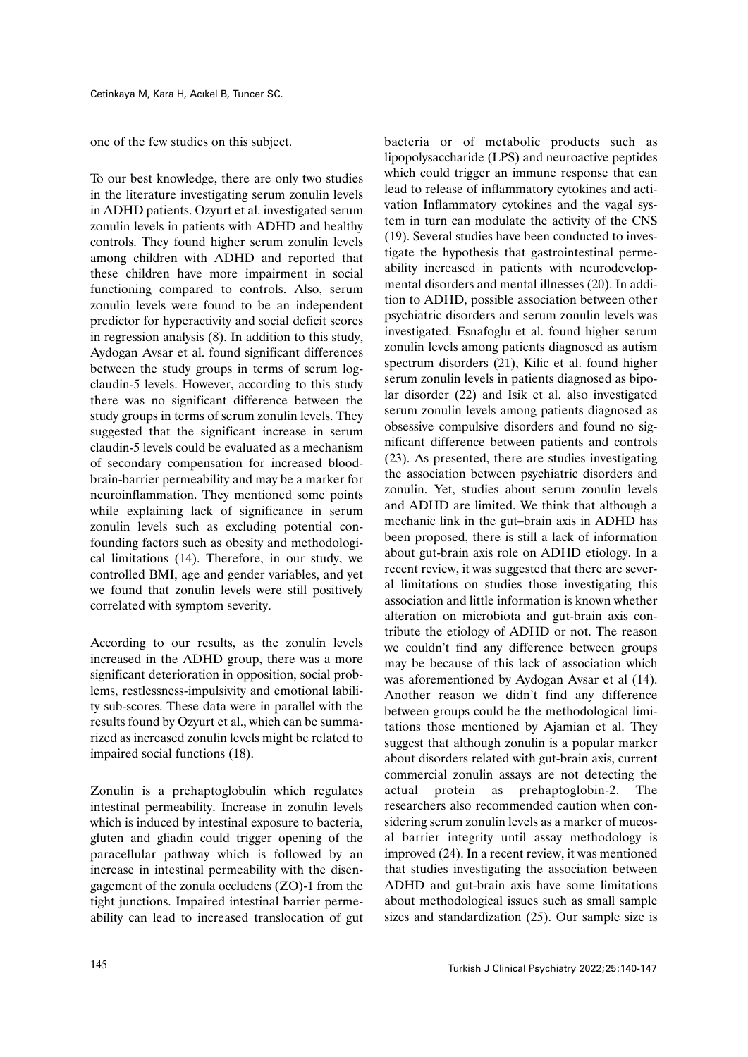one of the few studies on this subject.

To our best knowledge, there are only two studies in the literature investigating serum zonulin levels in ADHD patients. Ozyurt et al. investigated serum zonulin levels in patients with ADHD and healthy controls. They found higher serum zonulin levels among children with ADHD and reported that these children have more impairment in social functioning compared to controls. Also, serum zonulin levels were found to be an independent predictor for hyperactivity and social deficit scores in regression analysis (8). In addition to this study, Aydogan Avsar et al. found significant differences between the study groups in terms of serum log-claudin-5 levels. However, according to this study there was no significant difference between the study groups in terms of serum zonulin levels. They suggested that the significant increase in serum claudin-5 levels could be evaluated as a mechanism of secondary compensation for increased blood-brain-barrier permeability and may be a marker for neuroinflammation. They mentioned some points while explaining lack of significance in serum zonulin levels such as excluding potential confounding factors such as obesity and methodological limitations (14). Therefore, in our study, we controlled BMI, age and gender variables, and yet we found that zonulin levels were still positively correlated with symptom severity.

According to our results, as the zonulin levels increased in the ADHD group, there was a more significant deterioration in opposition, social problems, restlessness-impulsivity and emotional lability sub-scores. These data were in parallel with the results found by Ozyurt et al., which can be summarized as increased zonulin levels might be related to impaired social functions (18).

Zonulin is a prehaptoglobulin which regulates intestinal permeability. Increase in zonulin levels which is induced by intestinal exposure to bacteria, gluten and gliadin could trigger opening of the paracellular pathway which is followed by an increase in intestinal permeability with the disengagement of the zonula occludens (ZO)-1 from the tight junctions. Impaired intestinal barrier permeability can lead to increased translocation of gut bacteria or of metabolic products such as lipopolysaccharide (LPS) and neuroactive peptides which could trigger an immune response that can lead to release of inflammatory cytokines and activation Inflammatory cytokines and the vagal system in turn can modulate the activity of the CNS (19). Several studies have been conducted to investigate the hypothesis that gastrointestinal permeability increased in patients with neurodevelopmental disorders and mental illnesses (20). In addition to ADHD, possible association between other psychiatric disorders and serum zonulin levels was investigated. Esnafoglu et al. found higher serum zonulin levels among patients diagnosed as autism spectrum disorders (21), Kilic et al. found higher serum zonulin levels in patients diagnosed as bipolar disorder (22) and Isik et al. also investigated serum zonulin levels among patients diagnosed as obsessive compulsive disorders and found no significant difference between patients and controls (23). As presented, there are studies investigating the association between psychiatric disorders and zonulin. Yet, studies about serum zonulin levels and ADHD are limited. We think that although a mechanic link in the gut–brain axis in ADHD has been proposed, there is still a lack of information about gut-brain axis role on ADHD etiology. In a recent review, it was suggested that there are several limitations on studies those investigating this association and little information is known whether alteration on microbiota and gut-brain axis contribute the etiology of ADHD or not. The reason we couldn't find any difference between groups may be because of this lack of association which was aforementioned by Aydogan Avsar et al (14). Another reason we didn't find any difference between groups could be the methodological limitations those mentioned by Ajamian et al. They suggest that although zonulin is a popular marker about disorders related with gut-brain axis, current commercial zonulin assays are not detecting the actual protein as prehaptoglobin-2. The researchers also recommended caution when considering serum zonulin levels as a marker of mucosal barrier integrity until assay methodology is improved (24). In a recent review, it was mentioned that studies investigating the association between ADHD and gut-brain axis have some limitations about methodological issues such as small sample sizes and standardization (25). Our sample size is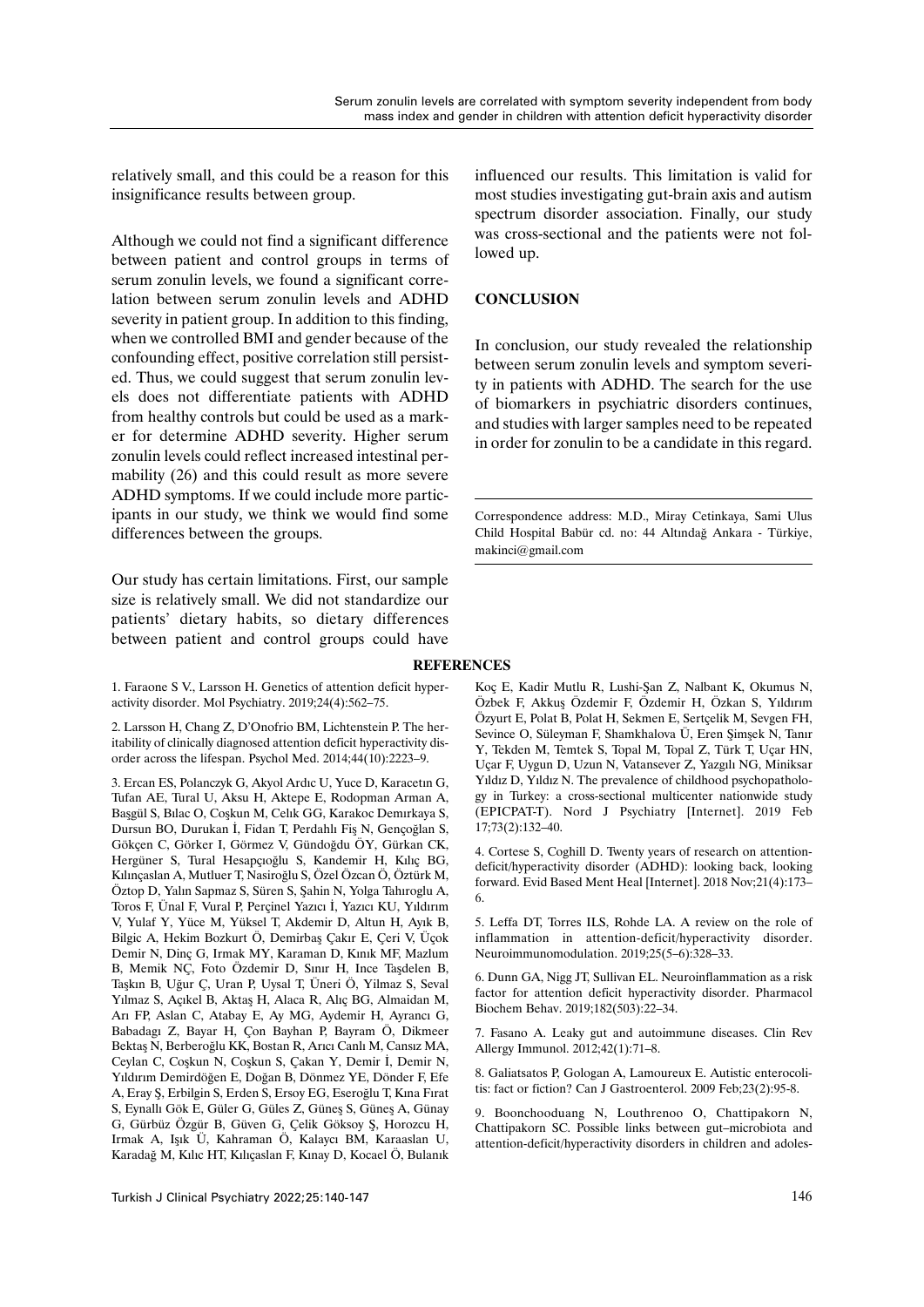relatively small, and this could be a reason for this insignificance results between group.

Although we could not find a significant difference between patient and control groups in terms of serum zonulin levels, we found a significant correlation between serum zonulin levels and ADHD severity in patient group. In addition to this finding, when we controlled BMI and gender because of the confounding effect, positive correlation still persisted. Thus, we could suggest that serum zonulin levels does not differentiate patients with ADHD from healthy controls but could be used as a marker for determine ADHD severity. Higher serum zonulin levels could reflect increased intestinal permability (26) and this could result as more severe ADHD symptoms. If we could include more participants in our study, we think we would find some differences between the groups.

Our study has certain limitations. First, our sample size is relatively small. We did not standardize our patients' dietary habits, so dietary differences between patient and control groups could have influenced our results. This limitation is valid for most studies investigating gut-brain axis and autism spectrum disorder association. Finally, our study was cross-sectional and the patients were not followed up.

## CONCLUSION

In conclusion, our study revealed the relationship between serum zonulin levels and symptom severity in patients with ADHD. The search for the use of biomarkers in psychiatric disorders continues, and studies with larger samples need to be repeated in order for zonulin to be a candidate in this regard.

Correspondence address: M.D., Miray Cetinkaya, Sami Ulus Child Hospital Babür cd. no: 44 Altındağ Ankara - Türkiye, makinci@gmail.com

## REFERENCES

1. Faraone S V., Larsson H. Genetics of attention deficit hyperactivity disorder. Mol Psychiatry. 2019;24(4):562–75.

2. Larsson H, Chang Z, D'Onofrio BM, Lichtenstein P. The heritability of clinically diagnosed attention deficit hyperactivity disorder across the lifespan. Psychol Med. 2014;44(10):2223–9.

3. Ercan ES, Polanczyk G, Akyol Ardıc U, Yuce D, Karacetın G, Tufan AE, Tural U, Aksu H, Aktepe E, Rodopman Arman A, Başgül S, Bılac O, Coşkun M, Celık GG, Karakoc Demırkaya S, Dursun BO, Durukan İ, Fidan T, Perdahlı Fiş N, Gençoğlan S, Gökçen C, Görker I, Görmez V, Gündoğdu ÖY, Gürkan CK, Hergüner S, Tural Hesapçıoğlu S, Kandemir H, Kılıç BG, Kılınçaslan A, Mutluer T, Nasiroğlu S, Özel Özcan Ö, Öztürk M, Öztop D, Yalın Sapmaz S, Süren S, Şahin N, Yolga Tahıroglu A, Toros F, Ünal F, Vural P, Perçinel Yazıcı İ, Yazıcı KU, Yıldırım V, Yulaf Y, Yüce M, Yüksel T, Akdemir D, Altun H, Ayık B, Bilgic A, Hekim Bozkurt Ö, Demirbaş Çakır E, Çeri V, Üçok Demir N, Dinç G, Irmak MY, Karaman D, Kınık MF, Mazlum B, Memik NÇ, Foto Özdemir D, Sınır H, Ince Taşdelen B, Taşkın B, Uğur Ç, Uran P, Uysal T, Üneri Ö, Yilmaz S, Seval Yılmaz S, Açıkel B, Aktaş H, Alaca R, Alıç BG, Almaidan M, Arı FP, Aslan C, Atabay E, Ay MG, Aydemir H, Ayrancı G, Babadagı Z, Bayar H, Çon Bayhan P, Bayram Ö, Dikmeer Bektaş N, Berberoğlu KK, Bostan R, Arıcı Canlı M, Cansız MA, Ceylan C, Coşkun N, Coşkun S, Çakan Y, Demir İ, Demir N, Yıldırım Demirdöğen E, Doğan B, Dönmez YE, Dönder F, Efe A, Eray Ş, Erbilgin S, Erden S, Ersoy EG, Eseroğlu T, Kına Fırat S, Eynallı Gök E, Güler G, Güles Z, Güneş S, Güneş A, Günay G, Gürbüz Özgür B, Güven G, Çelik Göksoy Ş, Horozcu H, Irmak A, Işık Ü, Kahraman Ö, Kalaycı BM, Karaaslan U, Karadağ M, Kılıc HT, Kılıçaslan F, Kınay D, Kocael Ö, Bulanık Koç E, Kadir Mutlu R, Lushi-Şan Z, Nalbant K, Okumus N, Özbek F, Akkuş Özdemir F, Özdemir H, Özkan S, Yıldırım Özyurt E, Polat B, Polat H, Sekmen E, Sertçelik M, Sevgen FH, Sevince O, Süleyman F, Shamkhalova Ü, Eren Şimşek N, Tanır Y, Tekden M, Temtek S, Topal M, Topal Z, Türk T, Uçar HN, Uçar F, Uygun D, Uzun N, Vatansever Z, Yazgılı NG, Miniksar Yıldız D, Yıldız N. The prevalence of childhood psychopathology in Turkey: a cross-sectional multicenter nationwide study (EPICPAT-T). Nord J Psychiatry [Internet]. 2019 Feb 17;73(2):132–40.

4. Cortese S, Coghill D. Twenty years of research on attention-deficit/hyperactivity disorder (ADHD): looking back, looking forward. Evid Based Ment Heal [Internet]. 2018 Nov;21(4):173–6.

5. Leffa DT, Torres ILS, Rohde LA. A review on the role of inflammation in attention-deficit/hyperactivity disorder. Neuroimmunomodulation. 2019;25(5–6):328–33.

6. Dunn GA, Nigg JT, Sullivan EL. Neuroinflammation as a risk factor for attention deficit hyperactivity disorder. Pharmacol Biochem Behav. 2019;182(503):22–34.

7. Fasano A. Leaky gut and autoimmune diseases. Clin Rev Allergy Immunol. 2012;42(1):71–8.

8. Galiatsatos P, Gologan A, Lamoureux E. Autistic enterocolitis: fact or fiction? Can J Gastroenterol. 2009 Feb;23(2):95-8.

9. Boonchooduang N, Louthrenoo O, Chattipakorn N, Chattipakorn SC. Possible links between gut–microbiota and attention-deficit/hyperactivity disorders in children and adoles-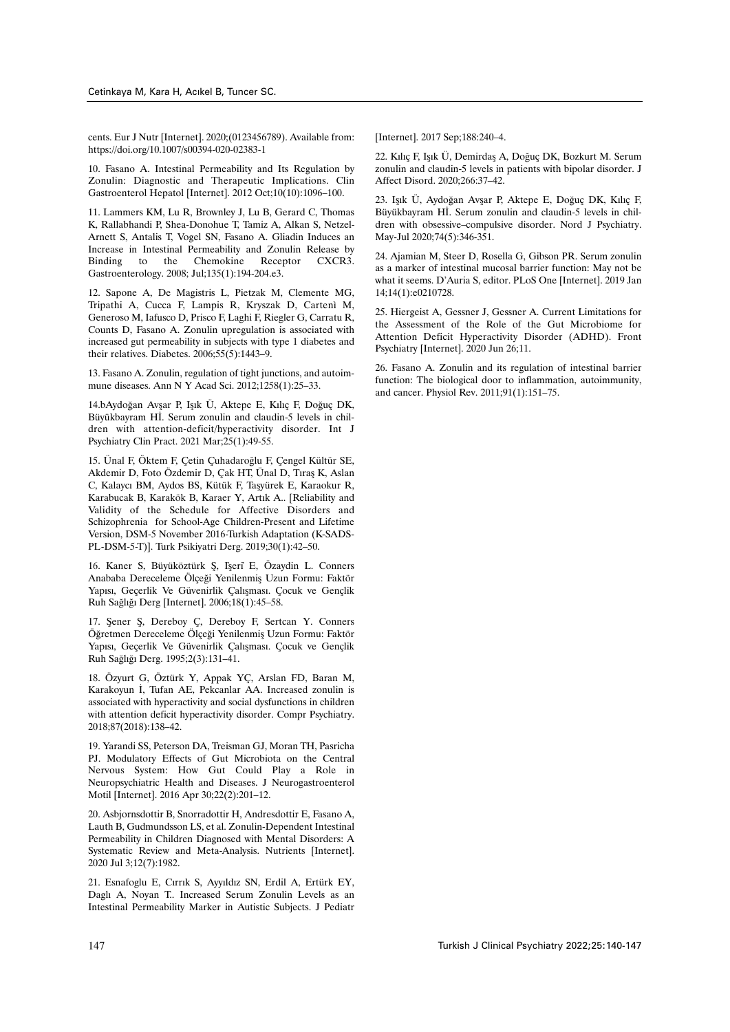cents. Eur J Nutr [Internet]. 2020;(0123456789). Available from: https://doi.org/10.1007/s00394-020-02383-1

10. Fasano A. Intestinal Permeability and Its Regulation by Zonulin: Diagnostic and Therapeutic Implications. Clin Gastroenterol Hepatol [Internet]. 2012 Oct;10(10):1096–100.

11. Lammers KM, Lu R, Brownley J, Lu B, Gerard C, Thomas K, Rallabhandi P, Shea-Donohue T, Tamiz A, Alkan S, Netzel-Arnett S, Antalis T, Vogel SN, Fasano A. Gliadin Induces an Increase in Intestinal Permeability and Zonulin Release by Binding to the Chemokine Receptor CXCR3. Gastroenterology. 2008; Jul;135(1):194-204.e3.

12. Sapone A, De Magistris L, Pietzak M, Clemente MG, Tripathi A, Cucca F, Lampis R, Kryszak D, Cartenì M, Generoso M, Iafusco D, Prisco F, Laghi F, Riegler G, Carratu R, Counts D, Fasano A. Zonulin upregulation is associated with increased gut permeability in subjects with type 1 diabetes and their relatives. Diabetes. 2006;55(5):1443–9.

13. Fasano A. Zonulin, regulation of tight junctions, and autoimmune diseases. Ann N Y Acad Sci. 2012;1258(1):25–33.

14.bAydoğan Avşar P, Işık Ü, Aktepe E, Kılıç F, Doğuç DK, Büyükbayram Hİ. Serum zonulin and claudin-5 levels in children with attention-deficit/hyperactivity disorder. Int J Psychiatry Clin Pract. 2021 Mar;25(1):49-55.

15. Ünal F, Öktem F, Çetin Çuhadaroğlu F, Çengel Kültür SE, Akdemir D, Foto Özdemir D, Çak HT, Ünal D, Tıraş K, Aslan C, Kalaycı BM, Aydos BS, Kütük F, Taşyürek E, Karaokur R, Karabucak B, Karakök B, Karaer Y, Artık A.. [Reliability and Validity of the Schedule for Affective Disorders and Schizophrenia for School-Age Children-Present and Lifetime Version, DSM-5 November 2016-Turkish Adaptation (K-SADS-PL-DSM-5-T)]. Turk Psikiyatri Derg. 2019;30(1):42–50.

16. Kaner S, Büyüköztürk Ş, Işeri̇ E, Özaydin L. Conners Anababa Dereceleme Ölçeği Yenilenmiş Uzun Formu: Faktör Yapısı, Geçerlik Ve Güvenirlik Çalışması. Çocuk ve Gençlik Ruh Sağlığı Derg [Internet]. 2006;18(1):45–58.

17. Şener Ş, Dereboy Ç, Dereboy F, Sertcan Y. Conners Öğretmen Dereceleme Ölçeği Yenilenmiş Uzun Formu: Faktör Yapısı, Geçerlik Ve Güvenirlik Çalışması. Çocuk ve Gençlik Ruh Sağlığı Derg. 1995;2(3):131–41.

18. Özyurt G, Öztürk Y, Appak YÇ, Arslan FD, Baran M, Karakoyun İ, Tufan AE, Pekcanlar AA. Increased zonulin is associated with hyperactivity and social dysfunctions in children with attention deficit hyperactivity disorder. Compr Psychiatry. 2018;87(2018):138–42.

19. Yarandi SS, Peterson DA, Treisman GJ, Moran TH, Pasricha PJ. Modulatory Effects of Gut Microbiota on the Central Nervous System: How Gut Could Play a Role in Neuropsychiatric Health and Diseases. J Neurogastroenterol Motil [Internet]. 2016 Apr 30;22(2):201–12.

20. Asbjornsdottir B, Snorradottir H, Andresdottir E, Fasano A, Lauth B, Gudmundsson LS, et al. Zonulin-Dependent Intestinal Permeability in Children Diagnosed with Mental Disorders: A Systematic Review and Meta-Analysis. Nutrients [Internet]. 2020 Jul 3;12(7):1982.

21. Esnafoglu E, Cırrık S, Ayyıldız SN, Erdil A, Ertürk EY, Daglı A, Noyan T.. Increased Serum Zonulin Levels as an Intestinal Permeability Marker in Autistic Subjects. J Pediatr [Internet]. 2017 Sep;188:240–4.

22. Kılıç F, Işık Ü, Demirdaş A, Doğuç DK, Bozkurt M. Serum zonulin and claudin-5 levels in patients with bipolar disorder. J Affect Disord. 2020;266:37–42.

23. Işık Ü, Aydoğan Avşar P, Aktepe E, Doğuç DK, Kılıç F, Büyükbayram Hİ. Serum zonulin and claudin-5 levels in children with obsessive–compulsive disorder. Nord J Psychiatry. May-Jul 2020;74(5):346-351.

24. Ajamian M, Steer D, Rosella G, Gibson PR. Serum zonulin as a marker of intestinal mucosal barrier function: May not be what it seems. D'Auria S, editor. PLoS One [Internet]. 2019 Jan 14;14(1):e0210728.

25. Hiergeist A, Gessner J, Gessner A. Current Limitations for the Assessment of the Role of the Gut Microbiome for Attention Deficit Hyperactivity Disorder (ADHD). Front Psychiatry [Internet]. 2020 Jun 26;11.

26. Fasano A. Zonulin and its regulation of intestinal barrier function: The biological door to inflammation, autoimmunity, and cancer. Physiol Rev. 2011;91(1):151–75.